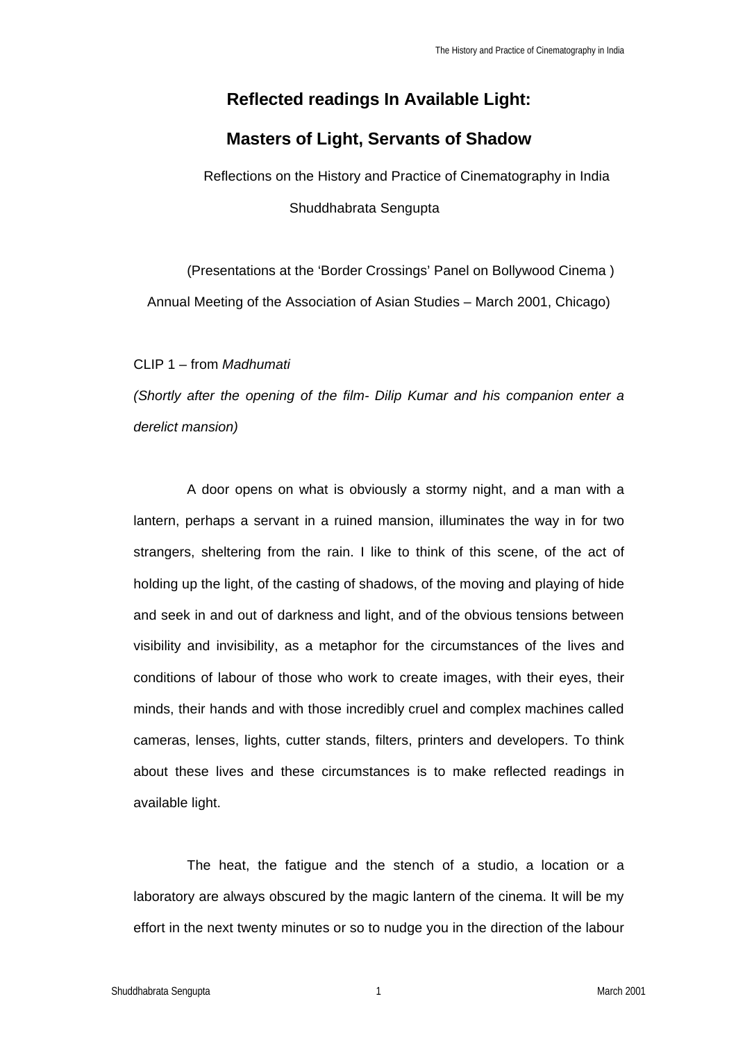# Reflected readings In Available Light:

# Masters of Light, Servants of Shadow

Reflections on the History and Practice of Cinematography in India

Shuddhabrata Sengupta

(Presentations at the 'Border Crossings' Panel on Bollywood Cinema )
Annual Meeting of the Association of Asian Studies – March 2001, Chicago)

CLIP 1 – from *Madhumati*

*(Shortly after the opening of the film- Dilip Kumar and his companion enter a derelict mansion)*

A door opens on what is obviously a stormy night, and a man with a lantern, perhaps a servant in a ruined mansion, illuminates the way in for two strangers, sheltering from the rain. I like to think of this scene, of the act of holding up the light, of the casting of shadows, of the moving and playing of hide and seek in and out of darkness and light, and of the obvious tensions between visibility and invisibility, as a metaphor for the circumstances of the lives and conditions of labour of those who work to create images, with their eyes, their minds, their hands and with those incredibly cruel and complex machines called cameras, lenses, lights, cutter stands, filters, printers and developers. To think about these lives and these circumstances is to make reflected readings in available light.

The heat, the fatigue and the stench of a studio, a location or a laboratory are always obscured by the magic lantern of the cinema. It will be my effort in the next twenty minutes or so to nudge you in the direction of the labour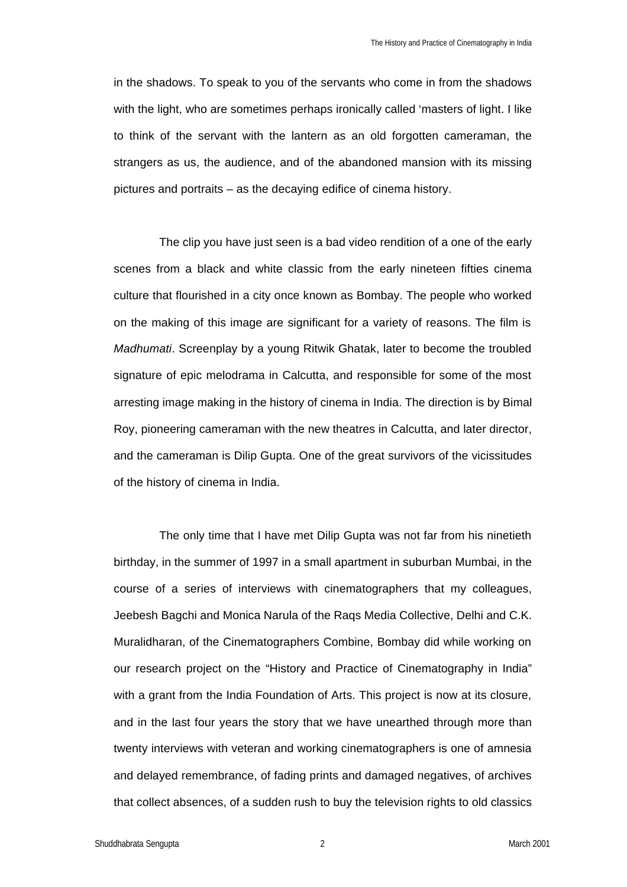in the shadows. To speak to you of the servants who come in from the shadows with the light, who are sometimes perhaps ironically called 'masters of light. I like to think of the servant with the lantern as an old forgotten cameraman, the strangers as us, the audience, and of the abandoned mansion with its missing pictures and portraits – as the decaying edifice of cinema history.

The clip you have just seen is a bad video rendition of a one of the early scenes from a black and white classic from the early nineteen fifties cinema culture that flourished in a city once known as Bombay. The people who worked on the making of this image are significant for a variety of reasons. The film is *Madhumati*. Screenplay by a young Ritwik Ghatak, later to become the troubled signature of epic melodrama in Calcutta, and responsible for some of the most arresting image making in the history of cinema in India. The direction is by Bimal Roy, pioneering cameraman with the new theatres in Calcutta, and later director, and the cameraman is Dilip Gupta. One of the great survivors of the vicissitudes of the history of cinema in India.

The only time that I have met Dilip Gupta was not far from his ninetieth birthday, in the summer of 1997 in a small apartment in suburban Mumbai, in the course of a series of interviews with cinematographers that my colleagues, Jeebesh Bagchi and Monica Narula of the Raqs Media Collective, Delhi and C.K. Muralidharan, of the Cinematographers Combine, Bombay did while working on our research project on the "History and Practice of Cinematography in India" with a grant from the India Foundation of Arts. This project is now at its closure, and in the last four years the story that we have unearthed through more than twenty interviews with veteran and working cinematographers is one of amnesia and delayed remembrance, of fading prints and damaged negatives, of archives that collect absences, of a sudden rush to buy the television rights to old classics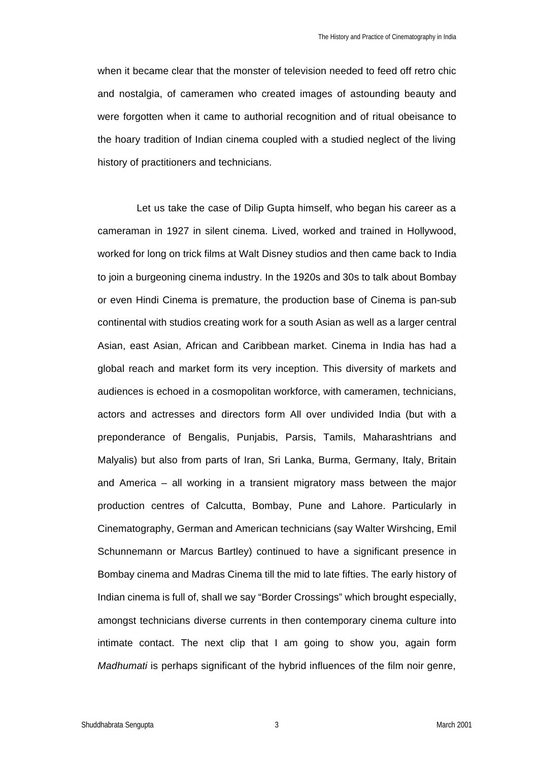when it became clear that the monster of television needed to feed off retro chic and nostalgia, of cameramen who created images of astounding beauty and were forgotten when it came to authorial recognition and of ritual obeisance to the hoary tradition of Indian cinema coupled with a studied neglect of the living history of practitioners and technicians.

Let us take the case of Dilip Gupta himself, who began his career as a cameraman in 1927 in silent cinema. Lived, worked and trained in Hollywood, worked for long on trick films at Walt Disney studios and then came back to India to join a burgeoning cinema industry. In the 1920s and 30s to talk about Bombay or even Hindi Cinema is premature, the production base of Cinema is pan-sub continental with studios creating work for a south Asian as well as a larger central Asian, east Asian, African and Caribbean market. Cinema in India has had a global reach and market form its very inception. This diversity of markets and audiences is echoed in a cosmopolitan workforce, with cameramen, technicians, actors and actresses and directors form All over undivided India (but with a preponderance of Bengalis, Punjabis, Parsis, Tamils, Maharashtrians and Malyalis) but also from parts of Iran, Sri Lanka, Burma, Germany, Italy, Britain and America – all working in a transient migratory mass between the major production centres of Calcutta, Bombay, Pune and Lahore. Particularly in Cinematography, German and American technicians (say Walter Wirshcing, Emil Schunnemann or Marcus Bartley) continued to have a significant presence in Bombay cinema and Madras Cinema till the mid to late fifties. The early history of Indian cinema is full of, shall we say "Border Crossings" which brought especially, amongst technicians diverse currents in then contemporary cinema culture into intimate contact. The next clip that I am going to show you, again form *Madhumati* is perhaps significant of the hybrid influences of the film noir genre,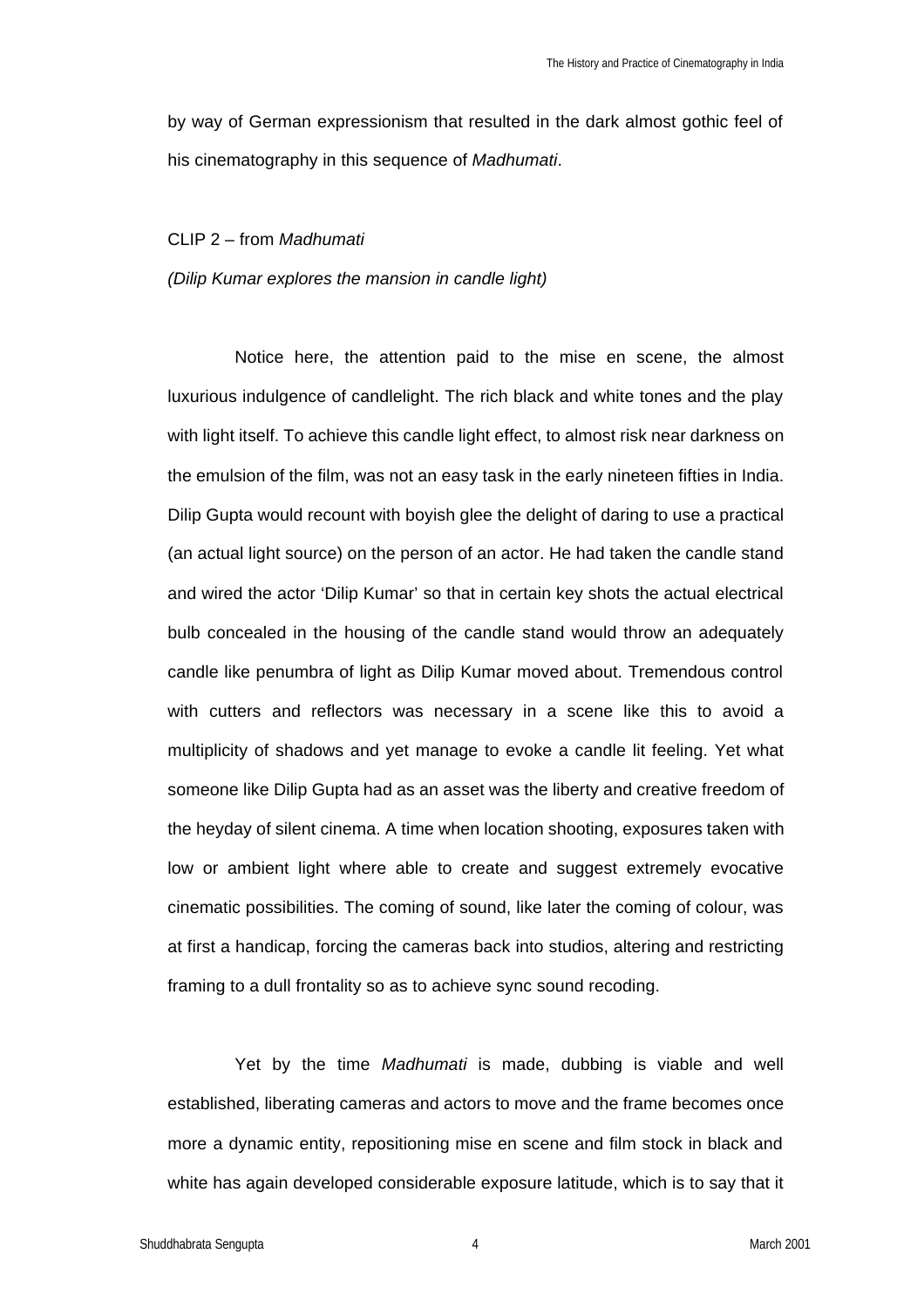by way of German expressionism that resulted in the dark almost gothic feel of his cinematography in this sequence of *Madhumati*.

CLIP 2 – from *Madhumati*

*(Dilip Kumar explores the mansion in candle light)*

Notice here, the attention paid to the mise en scene, the almost luxurious indulgence of candlelight. The rich black and white tones and the play with light itself. To achieve this candle light effect, to almost risk near darkness on the emulsion of the film, was not an easy task in the early nineteen fifties in India. Dilip Gupta would recount with boyish glee the delight of daring to use a practical (an actual light source) on the person of an actor. He had taken the candle stand and wired the actor 'Dilip Kumar' so that in certain key shots the actual electrical bulb concealed in the housing of the candle stand would throw an adequately candle like penumbra of light as Dilip Kumar moved about. Tremendous control with cutters and reflectors was necessary in a scene like this to avoid a multiplicity of shadows and yet manage to evoke a candle lit feeling. Yet what someone like Dilip Gupta had as an asset was the liberty and creative freedom of the heyday of silent cinema. A time when location shooting, exposures taken with low or ambient light where able to create and suggest extremely evocative cinematic possibilities. The coming of sound, like later the coming of colour, was at first a handicap, forcing the cameras back into studios, altering and restricting framing to a dull frontality so as to achieve sync sound recoding.

Yet by the time *Madhumati* is made, dubbing is viable and well established, liberating cameras and actors to move and the frame becomes once more a dynamic entity, repositioning mise en scene and film stock in black and white has again developed considerable exposure latitude, which is to say that it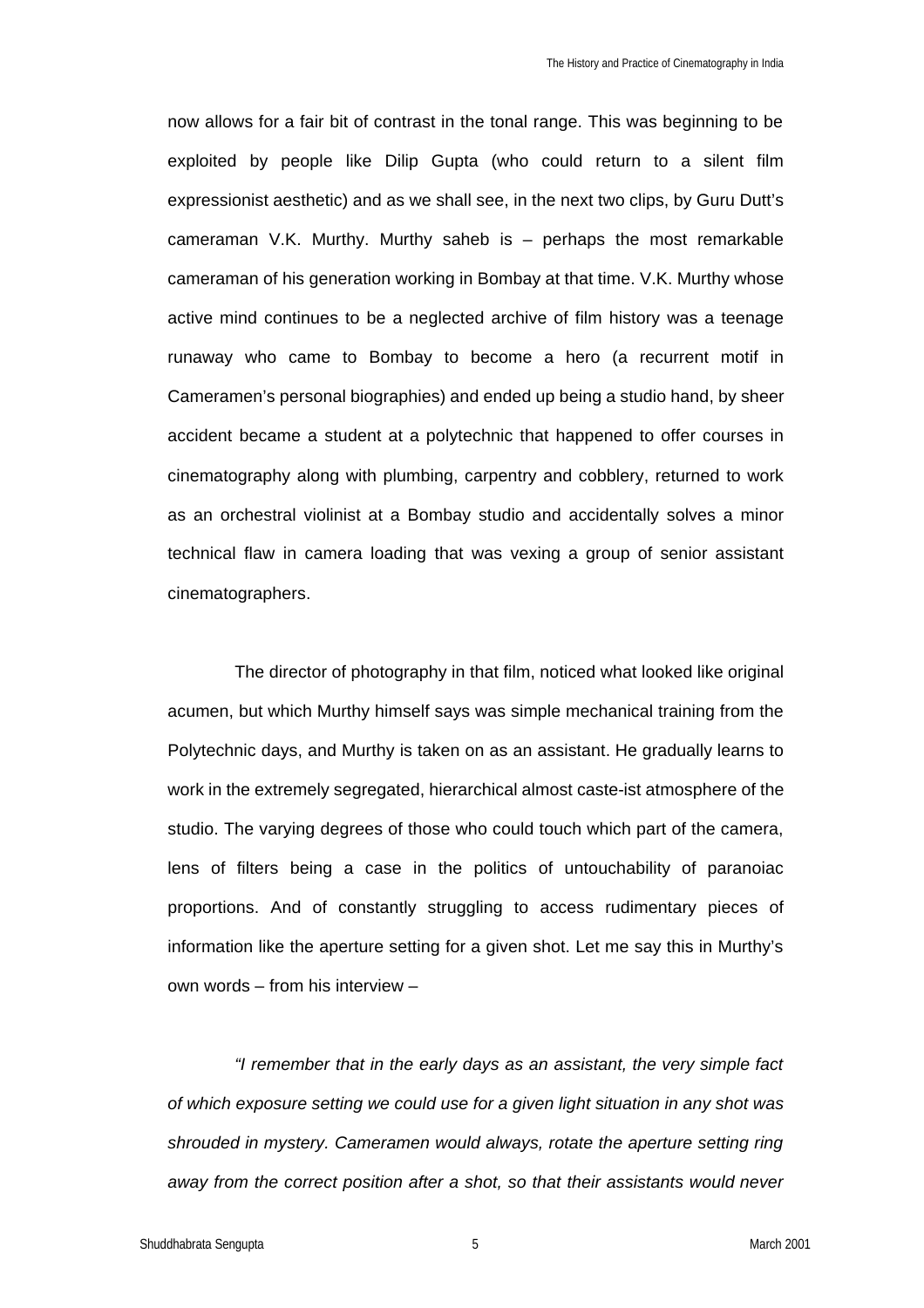now allows for a fair bit of contrast in the tonal range. This was beginning to be exploited by people like Dilip Gupta (who could return to a silent film expressionist aesthetic) and as we shall see, in the next two clips, by Guru Dutt's cameraman V.K. Murthy. Murthy saheb is – perhaps the most remarkable cameraman of his generation working in Bombay at that time. V.K. Murthy whose active mind continues to be a neglected archive of film history was a teenage runaway who came to Bombay to become a hero (a recurrent motif in Cameramen's personal biographies) and ended up being a studio hand, by sheer accident became a student at a polytechnic that happened to offer courses in cinematography along with plumbing, carpentry and cobblery, returned to work as an orchestral violinist at a Bombay studio and accidentally solves a minor technical flaw in camera loading that was vexing a group of senior assistant cinematographers.

The director of photography in that film, noticed what looked like original acumen, but which Murthy himself says was simple mechanical training from the Polytechnic days, and Murthy is taken on as an assistant. He gradually learns to work in the extremely segregated, hierarchical almost caste-ist atmosphere of the studio. The varying degrees of those who could touch which part of the camera, lens of filters being a case in the politics of untouchability of paranoiac proportions. And of constantly struggling to access rudimentary pieces of information like the aperture setting for a given shot. Let me say this in Murthy's own words – from his interview –

*"I remember that in the early days as an assistant, the very simple fact of which exposure setting we could use for a given light situation in any shot was shrouded in mystery. Cameramen would always, rotate the aperture setting ring away from the correct position after a shot, so that their assistants would never*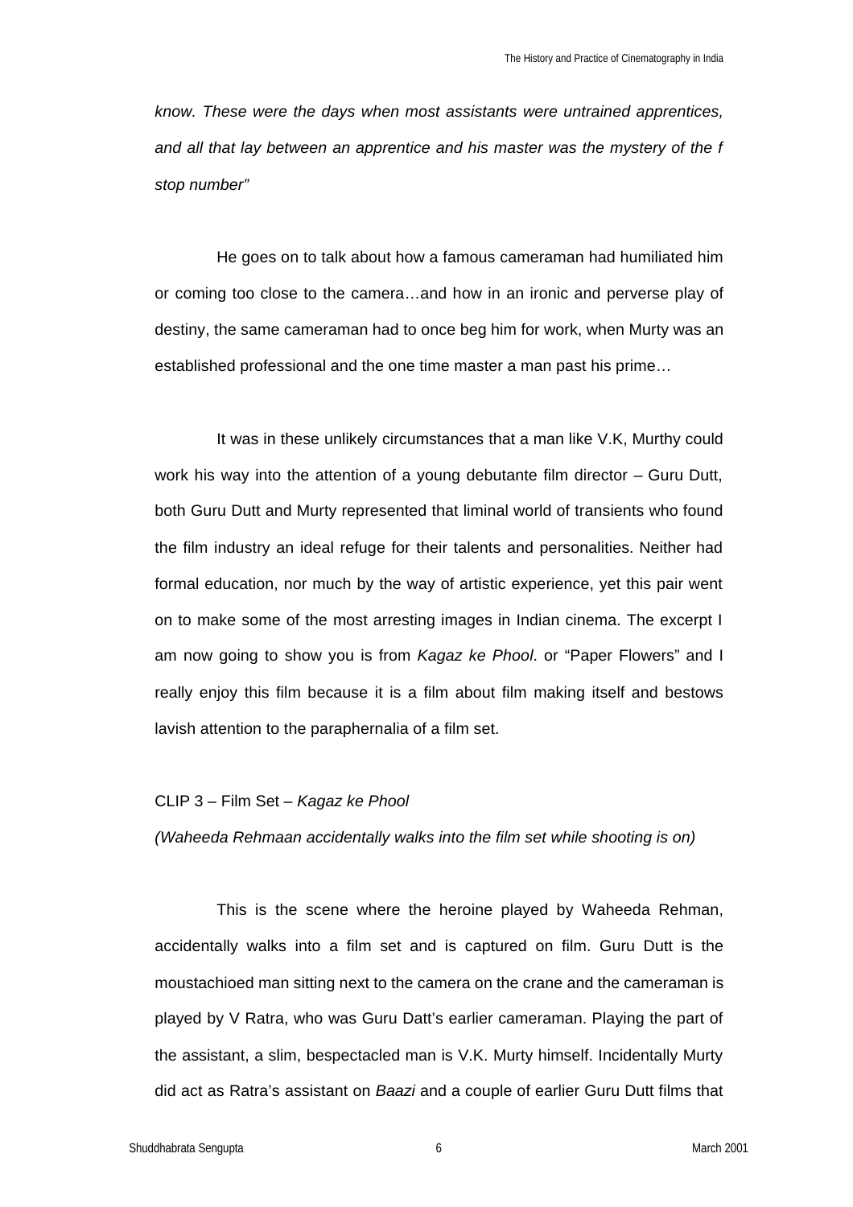*know. These were the days when most assistants were untrained apprentices, and all that lay between an apprentice and his master was the mystery of the f stop number"*

He goes on to talk about how a famous cameraman had humiliated him or coming too close to the camera…and how in an ironic and perverse play of destiny, the same cameraman had to once beg him for work, when Murty was an established professional and the one time master a man past his prime…

It was in these unlikely circumstances that a man like V.K, Murthy could work his way into the attention of a young debutante film director – Guru Dutt, both Guru Dutt and Murty represented that liminal world of transients who found the film industry an ideal refuge for their talents and personalities. Neither had formal education, nor much by the way of artistic experience, yet this pair went on to make some of the most arresting images in Indian cinema. The excerpt I am now going to show you is from *Kagaz ke Phool*. or "Paper Flowers" and I really enjoy this film because it is a film about film making itself and bestows lavish attention to the paraphernalia of a film set.

CLIP 3 – Film Set – *Kagaz ke Phool*

*(Waheeda Rehmaan accidentally walks into the film set while shooting is on)*

This is the scene where the heroine played by Waheeda Rehman, accidentally walks into a film set and is captured on film. Guru Dutt is the moustachioed man sitting next to the camera on the crane and the cameraman is played by V Ratra, who was Guru Datt's earlier cameraman. Playing the part of the assistant, a slim, bespectacled man is V.K. Murty himself. Incidentally Murty did act as Ratra's assistant on *Baazi* and a couple of earlier Guru Dutt films that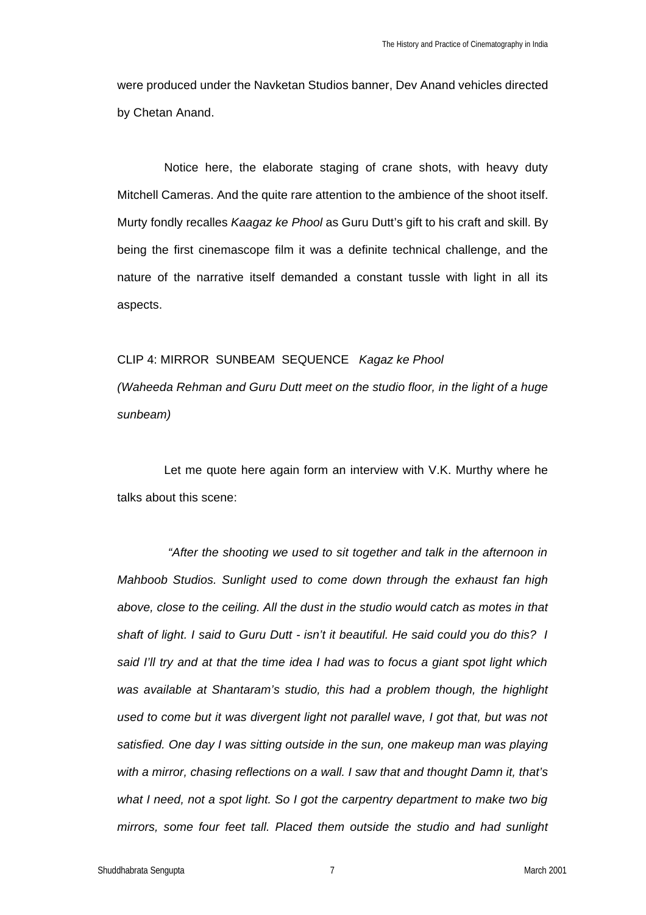were produced under the Navketan Studios banner, Dev Anand vehicles directed by Chetan Anand.

Notice here, the elaborate staging of crane shots, with heavy duty Mitchell Cameras. And the quite rare attention to the ambience of the shoot itself. Murty fondly recalles *Kaagaz ke Phool* as Guru Dutt's gift to his craft and skill. By being the first cinemascope film it was a definite technical challenge, and the nature of the narrative itself demanded a constant tussle with light in all its aspects.

CLIP 4: MIRROR SUNBEAM SEQUENCE *Kagaz ke Phool*
*(Waheeda Rehman and Guru Dutt meet on the studio floor, in the light of a huge sunbeam)*

Let me quote here again form an interview with V.K. Murthy where he talks about this scene:

*"After the shooting we used to sit together and talk in the afternoon in Mahboob Studios. Sunlight used to come down through the exhaust fan high above, close to the ceiling. All the dust in the studio would catch as motes in that shaft of light. I said to Guru Dutt - isn't it beautiful. He said could you do this? I said I'll try and at that the time idea I had was to focus a giant spot light which was available at Shantaram's studio, this had a problem though, the highlight used to come but it was divergent light not parallel wave, I got that, but was not satisfied. One day I was sitting outside in the sun, one makeup man was playing with a mirror, chasing reflections on a wall. I saw that and thought Damn it, that's what I need, not a spot light. So I got the carpentry department to make two big mirrors, some four feet tall. Placed them outside the studio and had sunlight*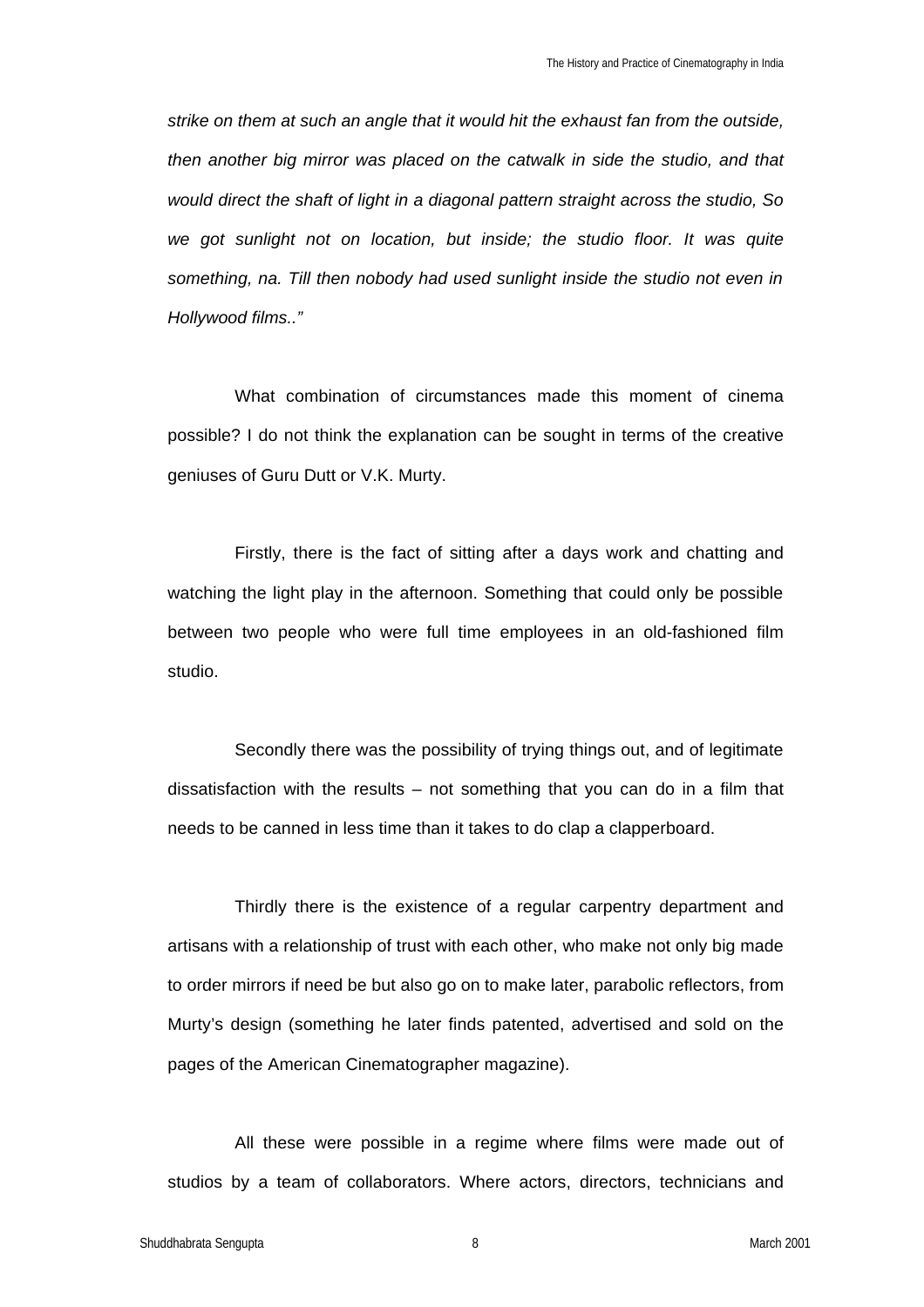*strike on them at such an angle that it would hit the exhaust fan from the outside, then another big mirror was placed on the catwalk in side the studio, and that would direct the shaft of light in a diagonal pattern straight across the studio, So we got sunlight not on location, but inside; the studio floor. It was quite something, na. Till then nobody had used sunlight inside the studio not even in Hollywood films.."*

What combination of circumstances made this moment of cinema possible? I do not think the explanation can be sought in terms of the creative geniuses of Guru Dutt or V.K. Murty.

Firstly, there is the fact of sitting after a days work and chatting and watching the light play in the afternoon. Something that could only be possible between two people who were full time employees in an old-fashioned film studio.

Secondly there was the possibility of trying things out, and of legitimate dissatisfaction with the results – not something that you can do in a film that needs to be canned in less time than it takes to do clap a clapperboard.

Thirdly there is the existence of a regular carpentry department and artisans with a relationship of trust with each other, who make not only big made to order mirrors if need be but also go on to make later, parabolic reflectors, from Murty's design (something he later finds patented, advertised and sold on the pages of the American Cinematographer magazine).

All these were possible in a regime where films were made out of studios by a team of collaborators. Where actors, directors, technicians and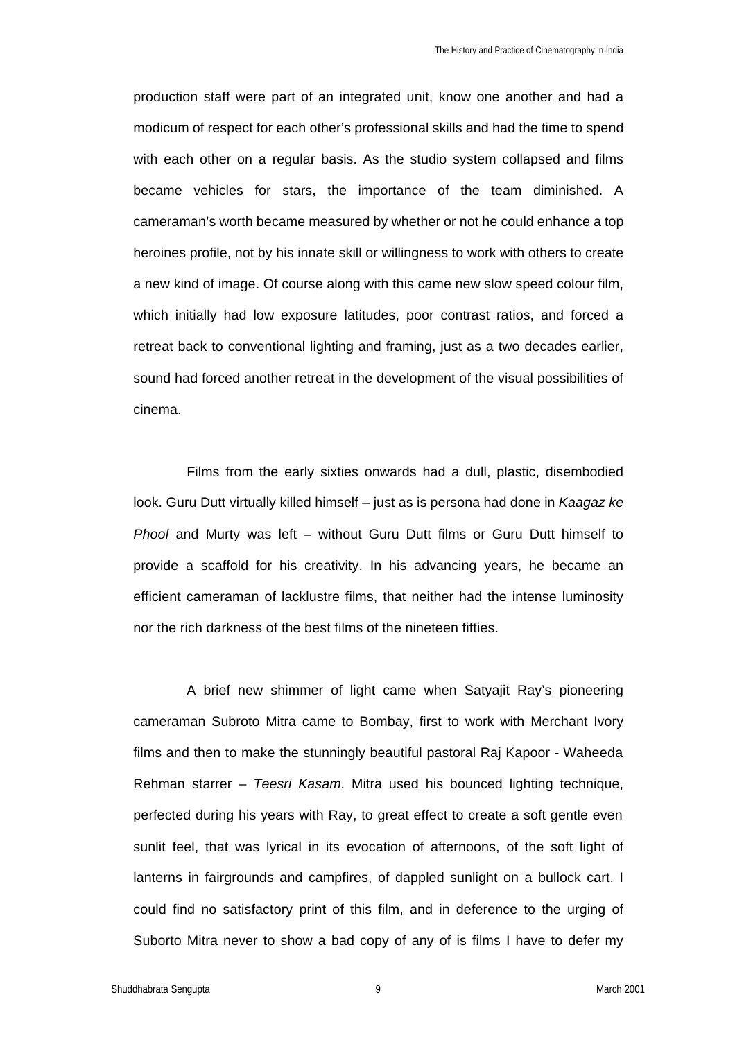production staff were part of an integrated unit, know one another and had a modicum of respect for each other's professional skills and had the time to spend with each other on a regular basis. As the studio system collapsed and films became vehicles for stars, the importance of the team diminished. A cameraman's worth became measured by whether or not he could enhance a top heroines profile, not by his innate skill or willingness to work with others to create a new kind of image. Of course along with this came new slow speed colour film, which initially had low exposure latitudes, poor contrast ratios, and forced a retreat back to conventional lighting and framing, just as a two decades earlier, sound had forced another retreat in the development of the visual possibilities of cinema.

Films from the early sixties onwards had a dull, plastic, disembodied look. Guru Dutt virtually killed himself – just as is persona had done in *Kaagaz ke Phool* and Murty was left – without Guru Dutt films or Guru Dutt himself to provide a scaffold for his creativity. In his advancing years, he became an efficient cameraman of lacklustre films, that neither had the intense luminosity nor the rich darkness of the best films of the nineteen fifties.

A brief new shimmer of light came when Satyajit Ray's pioneering cameraman Subroto Mitra came to Bombay, first to work with Merchant Ivory films and then to make the stunningly beautiful pastoral Raj Kapoor - Waheeda Rehman starrer – *Teesri Kasam*. Mitra used his bounced lighting technique, perfected during his years with Ray, to great effect to create a soft gentle even sunlit feel, that was lyrical in its evocation of afternoons, of the soft light of lanterns in fairgrounds and campfires, of dappled sunlight on a bullock cart. I could find no satisfactory print of this film, and in deference to the urging of Suborto Mitra never to show a bad copy of any of is films I have to defer my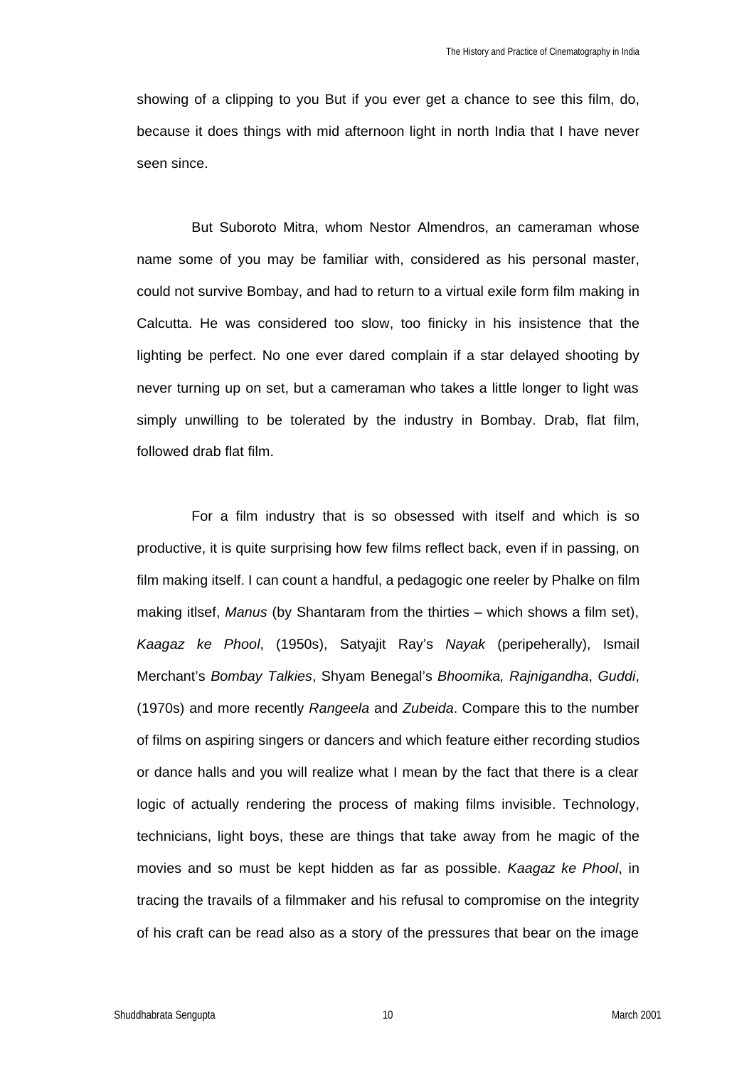showing of a clipping to you But if you ever get a chance to see this film, do, because it does things with mid afternoon light in north India that I have never seen since.

But Suboroto Mitra, whom Nestor Almendros, an cameraman whose name some of you may be familiar with, considered as his personal master, could not survive Bombay, and had to return to a virtual exile form film making in Calcutta. He was considered too slow, too finicky in his insistence that the lighting be perfect. No one ever dared complain if a star delayed shooting by never turning up on set, but a cameraman who takes a little longer to light was simply unwilling to be tolerated by the industry in Bombay. Drab, flat film, followed drab flat film.

For a film industry that is so obsessed with itself and which is so productive, it is quite surprising how few films reflect back, even if in passing, on film making itself. I can count a handful, a pedagogic one reeler by Phalke on film making itlsef, *Manus* (by Shantaram from the thirties – which shows a film set), *Kaagaz ke Phool*, (1950s), Satyajit Ray's *Nayak* (peripeherally), Ismail Merchant's *Bombay Talkies*, Shyam Benegal's *Bhoomika, Rajnigandha*, *Guddi*, (1970s) and more recently *Rangeela* and *Zubeida*. Compare this to the number of films on aspiring singers or dancers and which feature either recording studios or dance halls and you will realize what I mean by the fact that there is a clear logic of actually rendering the process of making films invisible. Technology, technicians, light boys, these are things that take away from he magic of the movies and so must be kept hidden as far as possible. *Kaagaz ke Phool*, in tracing the travails of a filmmaker and his refusal to compromise on the integrity of his craft can be read also as a story of the pressures that bear on the image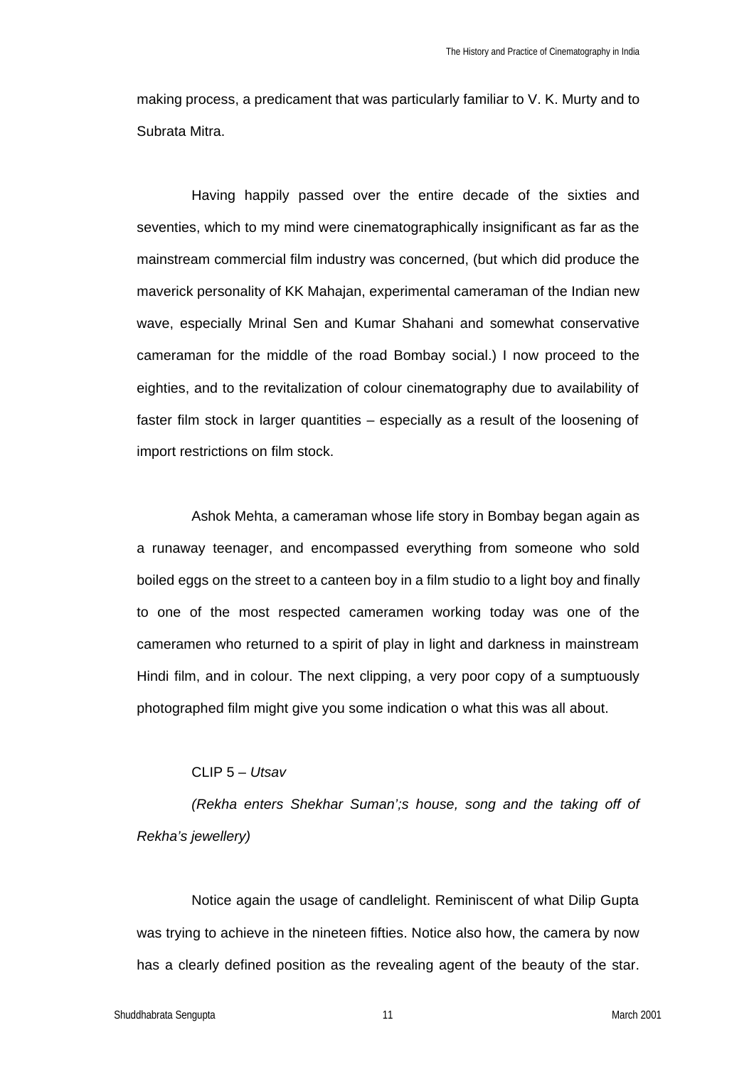making process, a predicament that was particularly familiar to V. K. Murty and to Subrata Mitra.

Having happily passed over the entire decade of the sixties and seventies, which to my mind were cinematographically insignificant as far as the mainstream commercial film industry was concerned, (but which did produce the maverick personality of KK Mahajan, experimental cameraman of the Indian new wave, especially Mrinal Sen and Kumar Shahani and somewhat conservative cameraman for the middle of the road Bombay social.) I now proceed to the eighties, and to the revitalization of colour cinematography due to availability of faster film stock in larger quantities – especially as a result of the loosening of import restrictions on film stock.

Ashok Mehta, a cameraman whose life story in Bombay began again as a runaway teenager, and encompassed everything from someone who sold boiled eggs on the street to a canteen boy in a film studio to a light boy and finally to one of the most respected cameramen working today was one of the cameramen who returned to a spirit of play in light and darkness in mainstream Hindi film, and in colour. The next clipping, a very poor copy of a sumptuously photographed film might give you some indication o what this was all about.

CLIP 5 – *Utsav*

*(Rekha enters Shekhar Suman';s house, song and the taking off of Rekha's jewellery)*

Notice again the usage of candlelight. Reminiscent of what Dilip Gupta was trying to achieve in the nineteen fifties. Notice also how, the camera by now has a clearly defined position as the revealing agent of the beauty of the star.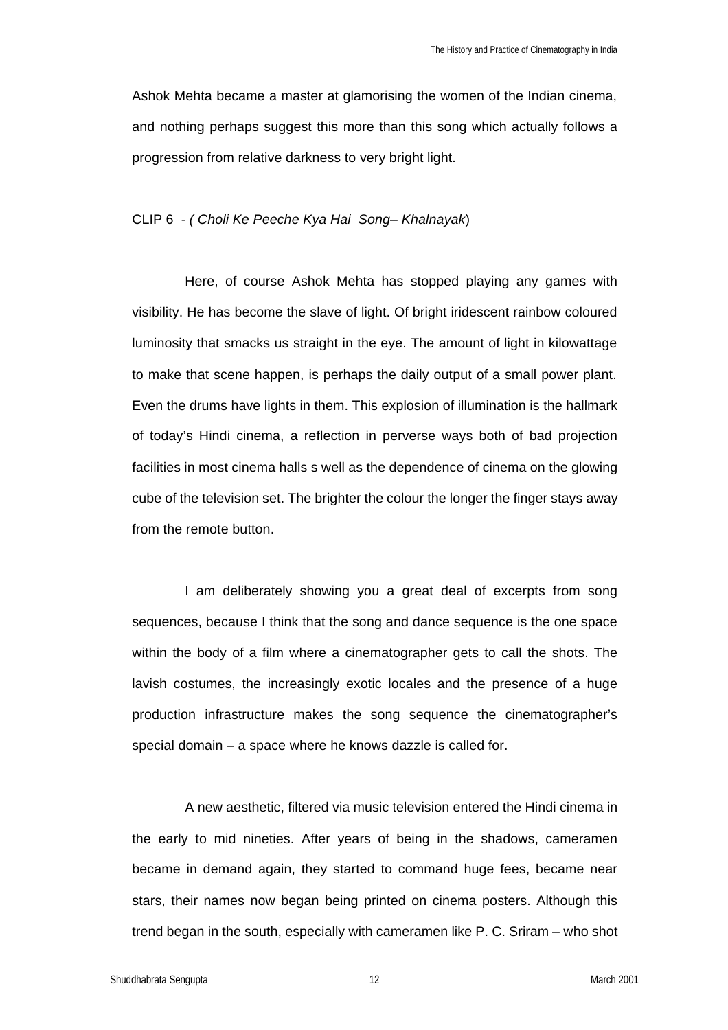Ashok Mehta became a master at glamorising the women of the Indian cinema, and nothing perhaps suggest this more than this song which actually follows a progression from relative darkness to very bright light.

CLIP 6 - *( Choli Ke Peeche Kya Hai Song– Khalnayak*)

Here, of course Ashok Mehta has stopped playing any games with visibility. He has become the slave of light. Of bright iridescent rainbow coloured luminosity that smacks us straight in the eye. The amount of light in kilowattage to make that scene happen, is perhaps the daily output of a small power plant. Even the drums have lights in them. This explosion of illumination is the hallmark of today's Hindi cinema, a reflection in perverse ways both of bad projection facilities in most cinema halls s well as the dependence of cinema on the glowing cube of the television set. The brighter the colour the longer the finger stays away from the remote button.

I am deliberately showing you a great deal of excerpts from song sequences, because I think that the song and dance sequence is the one space within the body of a film where a cinematographer gets to call the shots. The lavish costumes, the increasingly exotic locales and the presence of a huge production infrastructure makes the song sequence the cinematographer's special domain – a space where he knows dazzle is called for.

A new aesthetic, filtered via music television entered the Hindi cinema in the early to mid nineties. After years of being in the shadows, cameramen became in demand again, they started to command huge fees, became near stars, their names now began being printed on cinema posters. Although this trend began in the south, especially with cameramen like P. C. Sriram – who shot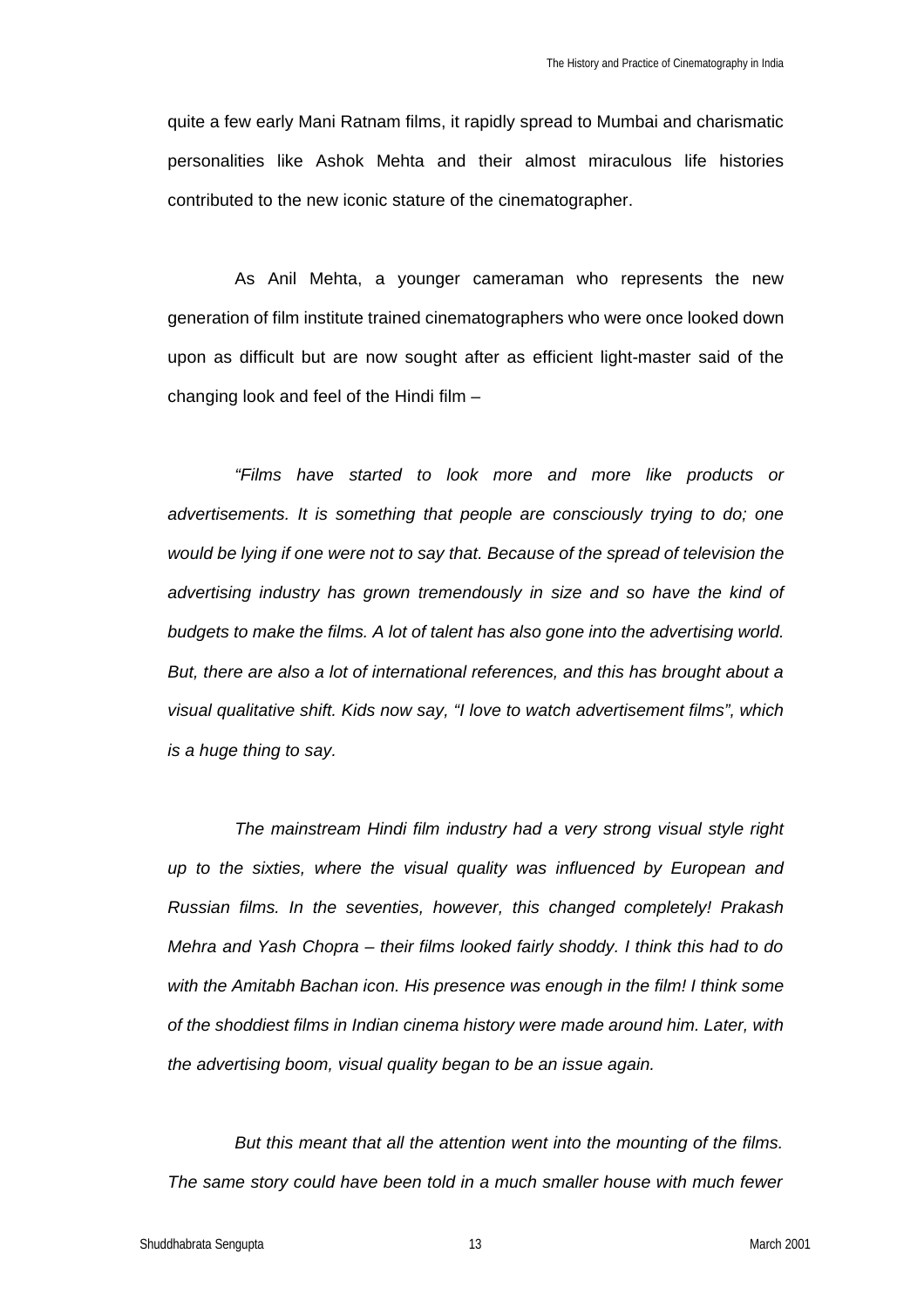quite a few early Mani Ratnam films, it rapidly spread to Mumbai and charismatic personalities like Ashok Mehta and their almost miraculous life histories contributed to the new iconic stature of the cinematographer.

As Anil Mehta, a younger cameraman who represents the new generation of film institute trained cinematographers who were once looked down upon as difficult but are now sought after as efficient light-master said of the changing look and feel of the Hindi film –

*"Films have started to look more and more like products or advertisements. It is something that people are consciously trying to do; one would be lying if one were not to say that. Because of the spread of television the advertising industry has grown tremendously in size and so have the kind of budgets to make the films. A lot of talent has also gone into the advertising world. But, there are also a lot of international references, and this has brought about a visual qualitative shift. Kids now say, "I love to watch advertisement films", which is a huge thing to say.*

*The mainstream Hindi film industry had a very strong visual style right up to the sixties, where the visual quality was influenced by European and Russian films. In the seventies, however, this changed completely! Prakash Mehra and Yash Chopra – their films looked fairly shoddy. I think this had to do with the Amitabh Bachan icon. His presence was enough in the film! I think some of the shoddiest films in Indian cinema history were made around him. Later, with the advertising boom, visual quality began to be an issue again.*

*But this meant that all the attention went into the mounting of the films. The same story could have been told in a much smaller house with much fewer*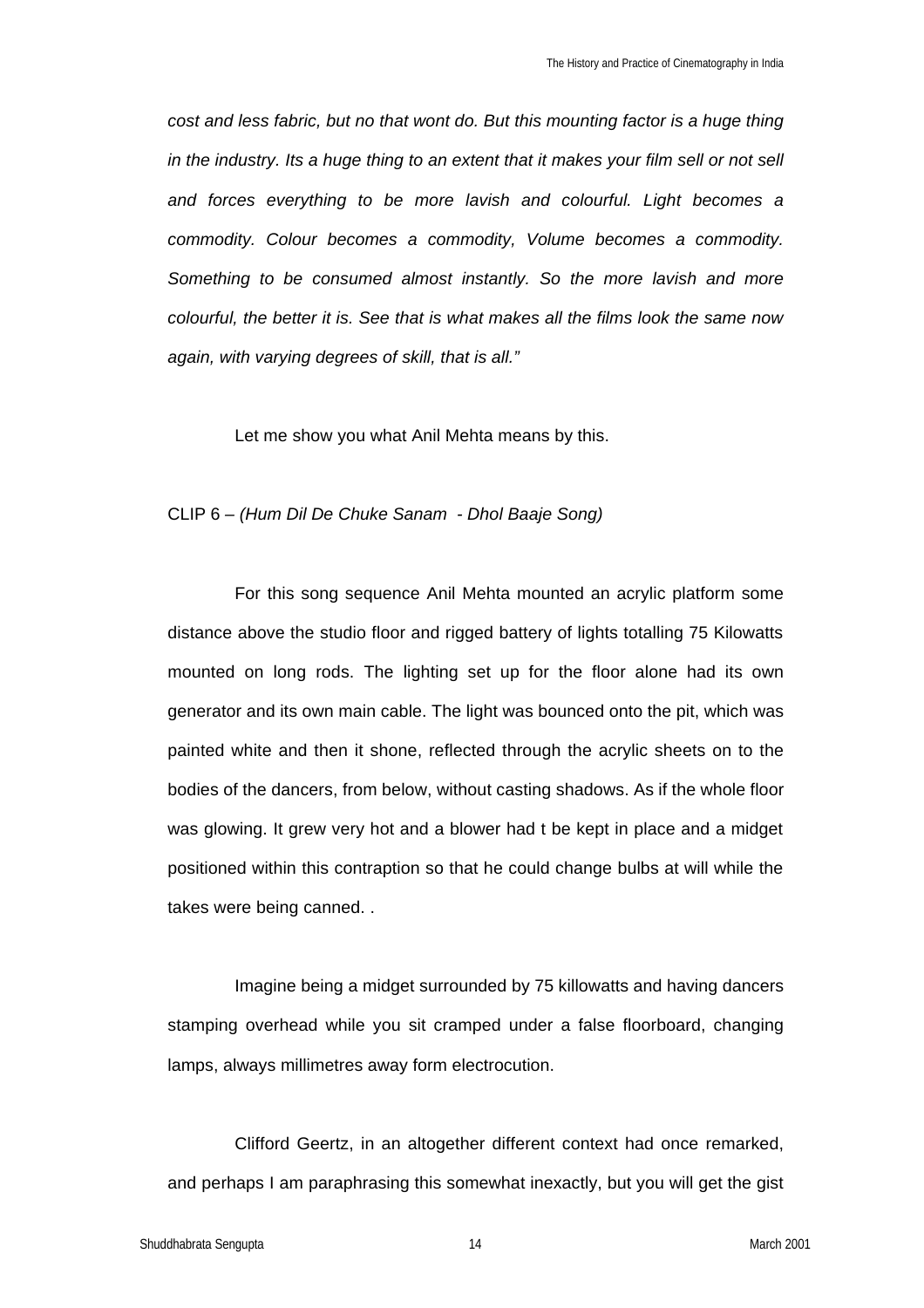*cost and less fabric, but no that wont do. But this mounting factor is a huge thing in the industry. Its a huge thing to an extent that it makes your film sell or not sell and forces everything to be more lavish and colourful. Light becomes a commodity. Colour becomes a commodity, Volume becomes a commodity. Something to be consumed almost instantly. So the more lavish and more colourful, the better it is. See that is what makes all the films look the same now again, with varying degrees of skill, that is all."*

Let me show you what Anil Mehta means by this.

CLIP 6 – *(Hum Dil De Chuke Sanam - Dhol Baaje Song)*

For this song sequence Anil Mehta mounted an acrylic platform some distance above the studio floor and rigged battery of lights totalling 75 Kilowatts mounted on long rods. The lighting set up for the floor alone had its own generator and its own main cable. The light was bounced onto the pit, which was painted white and then it shone, reflected through the acrylic sheets on to the bodies of the dancers, from below, without casting shadows. As if the whole floor was glowing. It grew very hot and a blower had t be kept in place and a midget positioned within this contraption so that he could change bulbs at will while the takes were being canned. .

Imagine being a midget surrounded by 75 killowatts and having dancers stamping overhead while you sit cramped under a false floorboard, changing lamps, always millimetres away form electrocution.

Clifford Geertz, in an altogether different context had once remarked, and perhaps I am paraphrasing this somewhat inexactly, but you will get the gist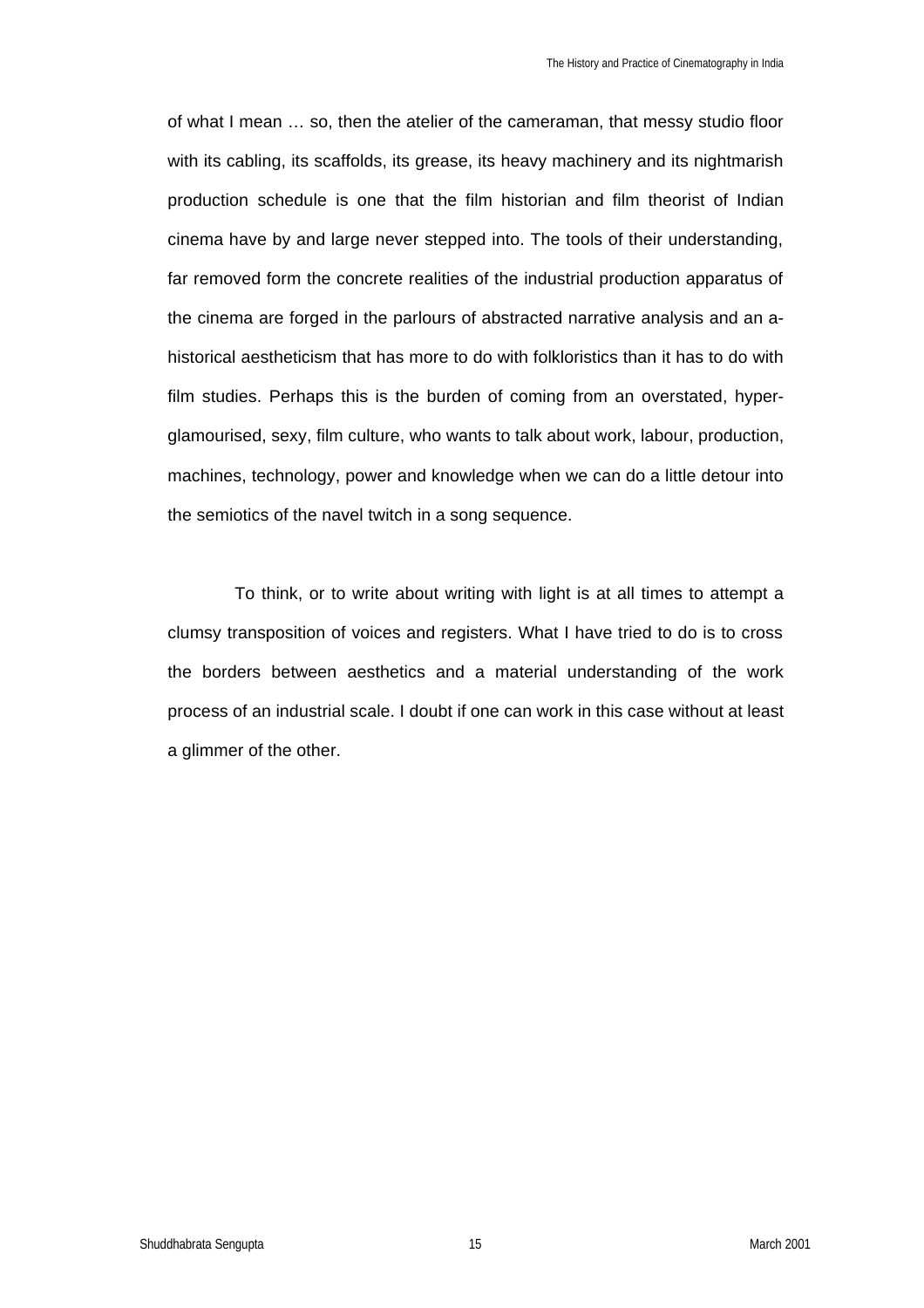of what I mean … so, then the atelier of the cameraman, that messy studio floor with its cabling, its scaffolds, its grease, its heavy machinery and its nightmarish production schedule is one that the film historian and film theorist of Indian cinema have by and large never stepped into. The tools of their understanding, far removed form the concrete realities of the industrial production apparatus of the cinema are forged in the parlours of abstracted narrative analysis and an a-historical aestheticism that has more to do with folkloristics than it has to do with film studies. Perhaps this is the burden of coming from an overstated, hyper-glamourised, sexy, film culture, who wants to talk about work, labour, production, machines, technology, power and knowledge when we can do a little detour into the semiotics of the navel twitch in a song sequence.

To think, or to write about writing with light is at all times to attempt a clumsy transposition of voices and registers. What I have tried to do is to cross the borders between aesthetics and a material understanding of the work process of an industrial scale. I doubt if one can work in this case without at least a glimmer of the other.